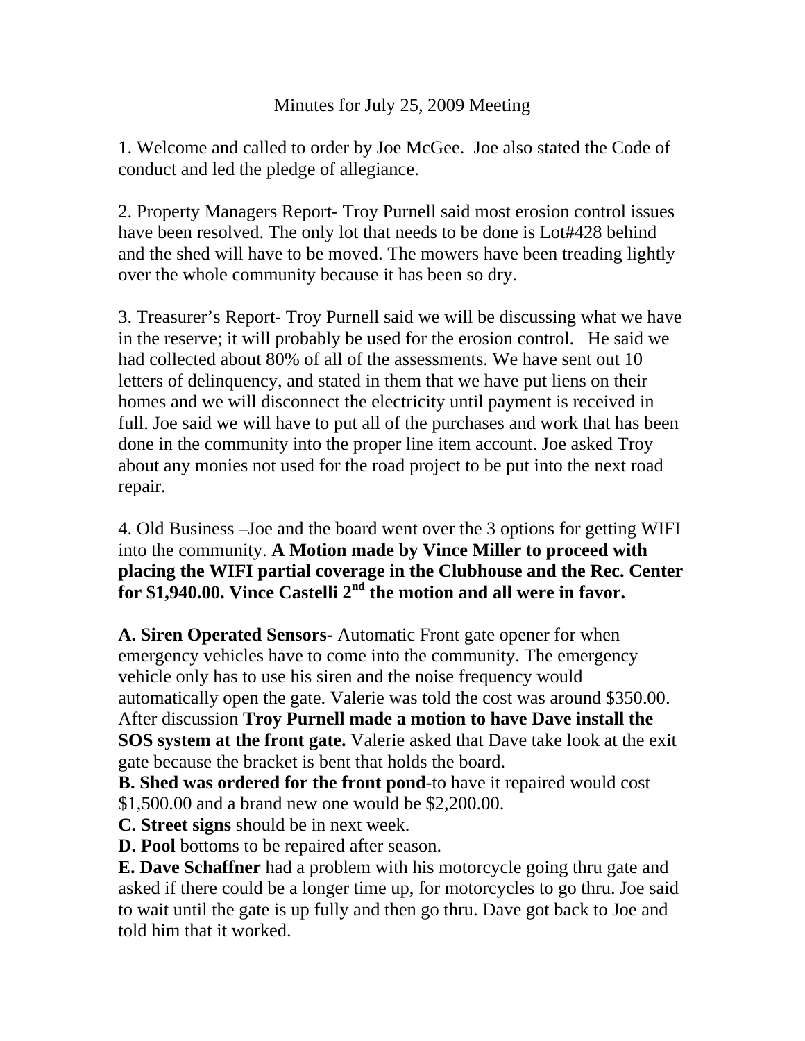# Minutes for July 25, 2009 Meeting

1. Welcome and called to order by Joe McGee. Joe also stated the Code of conduct and led the pledge of allegiance.

2. Property Managers Report- Troy Purnell said most erosion control issues have been resolved. The only lot that needs to be done is Lot#428 behind and the shed will have to be moved. The mowers have been treading lightly over the whole community because it has been so dry.

3. Treasurer's Report- Troy Purnell said we will be discussing what we have in the reserve; it will probably be used for the erosion control. He said we had collected about 80% of all of the assessments. We have sent out 10 letters of delinquency, and stated in them that we have put liens on their homes and we will disconnect the electricity until payment is received in full. Joe said we will have to put all of the purchases and work that has been done in the community into the proper line item account. Joe asked Troy about any monies not used for the road project to be put into the next road repair.

4. Old Business –Joe and the board went over the 3 options for getting WIFI into the community. **A Motion made by Vince Miller to proceed with placing the WIFI partial coverage in the Clubhouse and the Rec. Center for $1,940.00. Vince Castelli 2nd the motion and all were in favor.**

**A. Siren Operated Sensors-** Automatic Front gate opener for when emergency vehicles have to come into the community. The emergency vehicle only has to use his siren and the noise frequency would automatically open the gate. Valerie was told the cost was around $350.00. After discussion **Troy Purnell made a motion to have Dave install the SOS system at the front gate.** Valerie asked that Dave take look at the exit gate because the bracket is bent that holds the board.

**B. Shed was ordered for the front pond**-to have it repaired would cost $1,500.00 and a brand new one would be $2,200.00.

**C. Street signs** should be in next week.

**D. Pool** bottoms to be repaired after season.

**E. Dave Schaffner** had a problem with his motorcycle going thru gate and asked if there could be a longer time up, for motorcycles to go thru. Joe said to wait until the gate is up fully and then go thru. Dave got back to Joe and told him that it worked.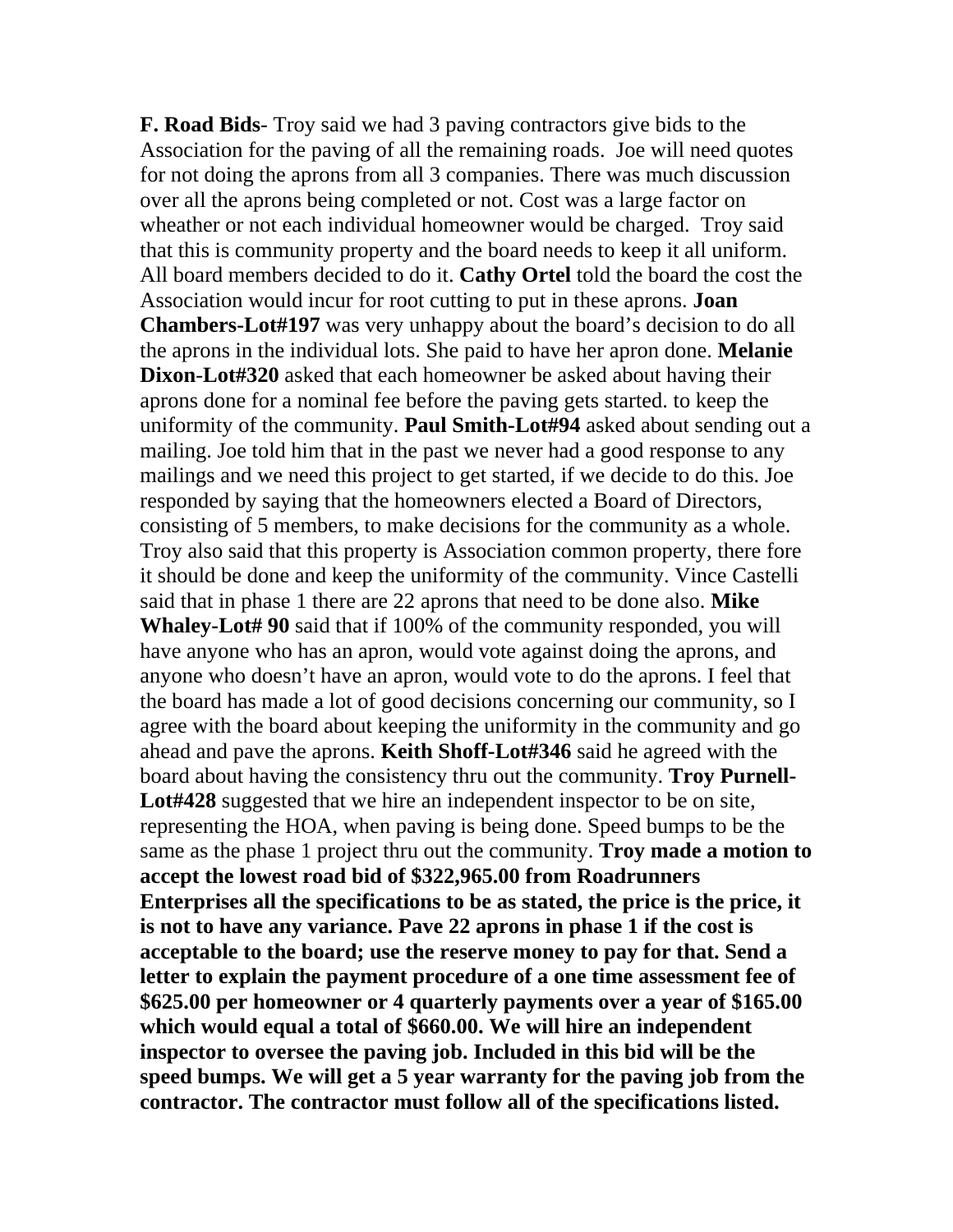**F. Road Bids-** Troy said we had 3 paving contractors give bids to the Association for the paving of all the remaining roads. Joe will need quotes for not doing the aprons from all 3 companies. There was much discussion over all the aprons being completed or not. Cost was a large factor on wheather or not each individual homeowner would be charged. Troy said that this is community property and the board needs to keep it all uniform. All board members decided to do it. **Cathy Ortel** told the board the cost the Association would incur for root cutting to put in these aprons. **Joan Chambers-Lot#197** was very unhappy about the board's decision to do all the aprons in the individual lots. She paid to have her apron done. **Melanie Dixon-Lot#320** asked that each homeowner be asked about having their aprons done for a nominal fee before the paving gets started. to keep the uniformity of the community. **Paul Smith-Lot#94** asked about sending out a mailing. Joe told him that in the past we never had a good response to any mailings and we need this project to get started, if we decide to do this. Joe responded by saying that the homeowners elected a Board of Directors, consisting of 5 members, to make decisions for the community as a whole. Troy also said that this property is Association common property, there fore it should be done and keep the uniformity of the community. Vince Castelli said that in phase 1 there are 22 aprons that need to be done also. **Mike Whaley-Lot# 90** said that if 100% of the community responded, you will have anyone who has an apron, would vote against doing the aprons, and anyone who doesn't have an apron, would vote to do the aprons. I feel that the board has made a lot of good decisions concerning our community, so I agree with the board about keeping the uniformity in the community and go ahead and pave the aprons. **Keith Shoff-Lot#346** said he agreed with the board about having the consistency thru out the community. **Troy Purnell-Lot#428** suggested that we hire an independent inspector to be on site, representing the HOA, when paving is being done. Speed bumps to be the same as the phase 1 project thru out the community. **Troy made a motion to accept the lowest road bid of $322,965.00 from Roadrunners Enterprises all the specifications to be as stated, the price is the price, it is not to have any variance. Pave 22 aprons in phase 1 if the cost is acceptable to the board; use the reserve money to pay for that. Send a letter to explain the payment procedure of a one time assessment fee of $625.00 per homeowner or 4 quarterly payments over a year of $165.00 which would equal a total of $660.00. We will hire an independent inspector to oversee the paving job. Included in this bid will be the speed bumps. We will get a 5 year warranty for the paving job from the contractor. The contractor must follow all of the specifications listed.**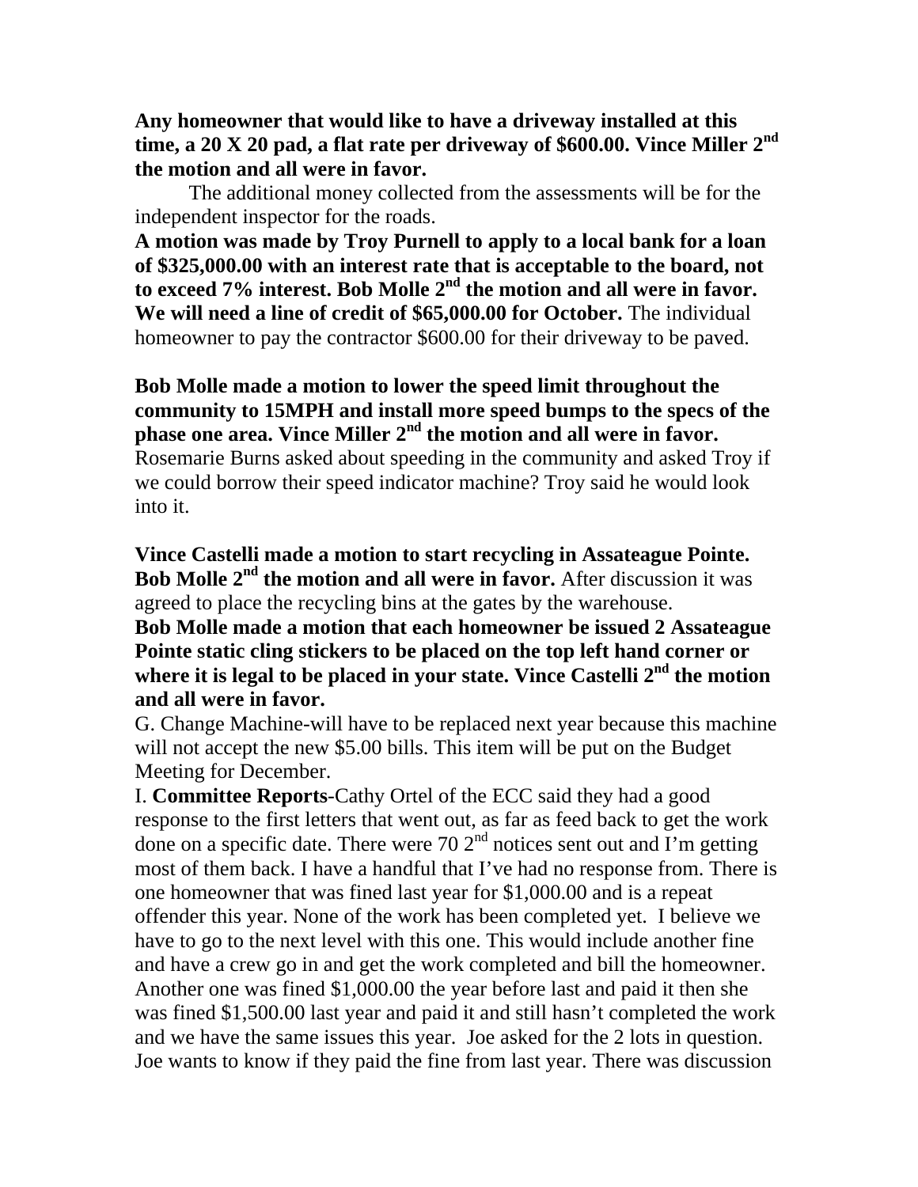**Any homeowner that would like to have a driveway installed at this time, a 20 X 20 pad, a flat rate per driveway of $600.00. Vince Miller 2nd the motion and all were in favor.**

The additional money collected from the assessments will be for the independent inspector for the roads.

**A motion was made by Troy Purnell to apply to a local bank for a loan of $325,000.00 with an interest rate that is acceptable to the board, not to exceed 7% interest. Bob Molle 2nd the motion and all were in favor. We will need a line of credit of $65,000.00 for October.** The individual homeowner to pay the contractor $600.00 for their driveway to be paved.

**Bob Molle made a motion to lower the speed limit throughout the community to 15MPH and install more speed bumps to the specs of the phase one area. Vince Miller 2nd the motion and all were in favor.** Rosemarie Burns asked about speeding in the community and asked Troy if we could borrow their speed indicator machine? Troy said he would look into it.

**Vince Castelli made a motion to start recycling in Assateague Pointe. Bob Molle 2nd the motion and all were in favor.** After discussion it was agreed to place the recycling bins at the gates by the warehouse.

**Bob Molle made a motion that each homeowner be issued 2 Assateague Pointe static cling stickers to be placed on the top left hand corner or where it is legal to be placed in your state. Vince Castelli 2nd the motion and all were in favor.**

G. Change Machine-will have to be replaced next year because this machine will not accept the new $5.00 bills. This item will be put on the Budget Meeting for December.

I. **Committee Reports**-Cathy Ortel of the ECC said they had a good response to the first letters that went out, as far as feed back to get the work done on a specific date. There were 70 2nd notices sent out and I'm getting most of them back. I have a handful that I've had no response from. There is one homeowner that was fined last year for $1,000.00 and is a repeat offender this year. None of the work has been completed yet. I believe we have to go to the next level with this one. This would include another fine and have a crew go in and get the work completed and bill the homeowner. Another one was fined $1,000.00 the year before last and paid it then she was fined $1,500.00 last year and paid it and still hasn't completed the work and we have the same issues this year. Joe asked for the 2 lots in question. Joe wants to know if they paid the fine from last year. There was discussion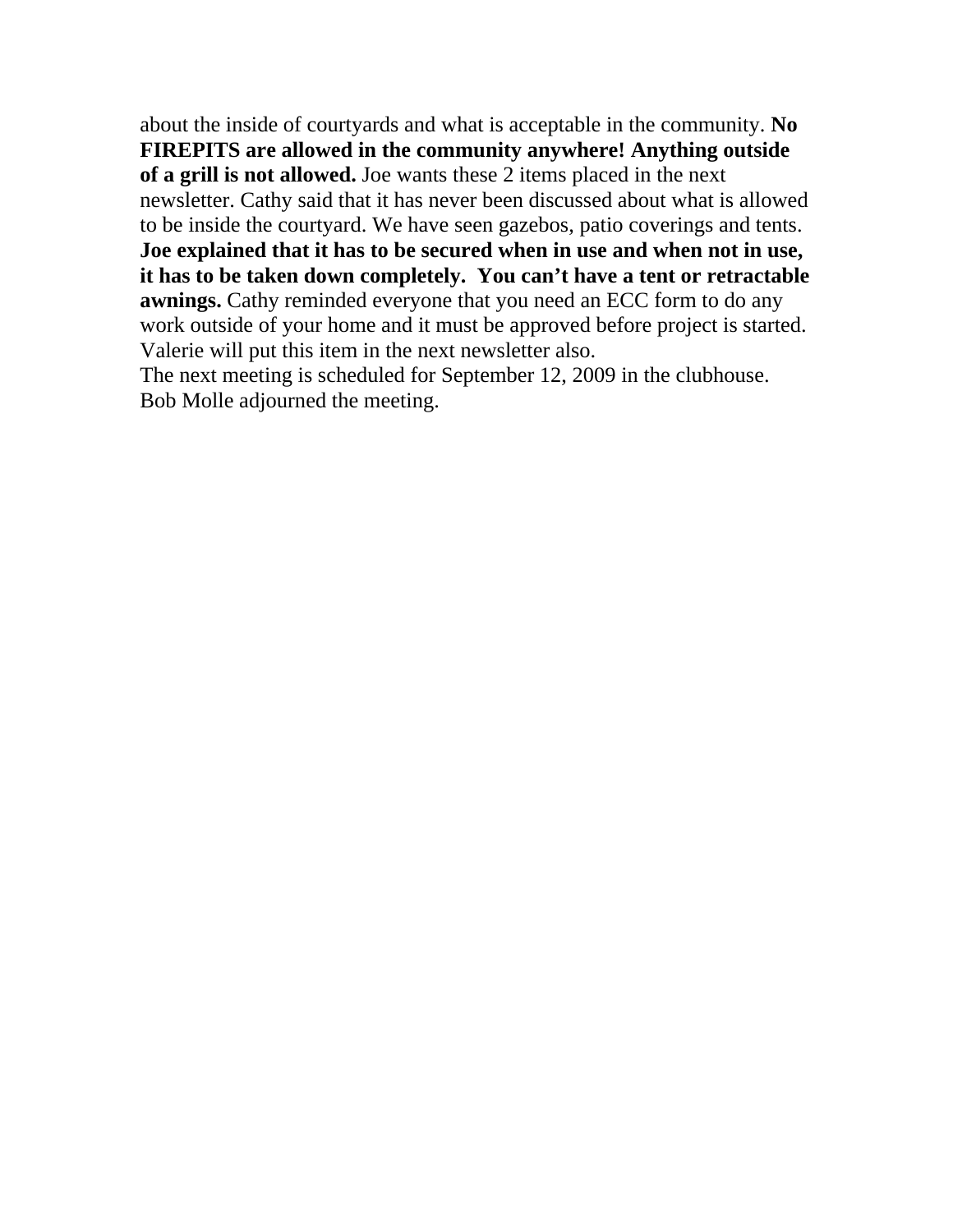about the inside of courtyards and what is acceptable in the community. **No FIREPITS are allowed in the community anywhere! Anything outside of a grill is not allowed.** Joe wants these 2 items placed in the next newsletter. Cathy said that it has never been discussed about what is allowed to be inside the courtyard. We have seen gazebos, patio coverings and tents. **Joe explained that it has to be secured when in use and when not in use, it has to be taken down completely. You can't have a tent or retractable awnings.** Cathy reminded everyone that you need an ECC form to do any work outside of your home and it must be approved before project is started. Valerie will put this item in the next newsletter also.

The next meeting is scheduled for September 12, 2009 in the clubhouse.

Bob Molle adjourned the meeting.